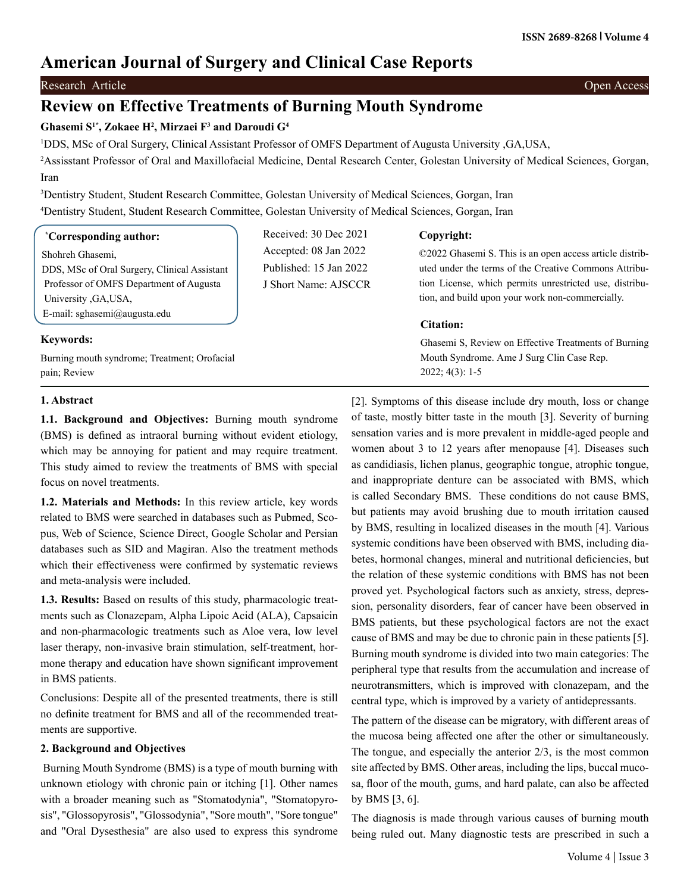# American Journal of Surgery and Clinical Case Reports

Research Article Open Access

## Review on Effective Treatments of Burning Mouth Syndrome

**Ghasemi S[1*], Zokaee H[2], Mirzaei F[3] and Daroudi G[4]**

[1]DDS, MSc of Oral Surgery, Clinical Assistant Professor of OMFS Department of Augusta University ,GA,USA,

[2]Assisstant Professor of Oral and Maxillofacial Medicine, Dental Research Center, Golestan University of Medical Sciences, Gorgan, Iran

[3]Dentistry Student, Student Research Committee, Golestan University of Medical Sciences, Gorgan, Iran

[4]Dentistry Student, Student Research Committee, Golestan University of Medical Sciences, Gorgan, Iran

**[*]Corresponding author:**

Shohreh Ghasemi,
DDS, MSc of Oral Surgery, Clinical Assistant Professor of OMFS Department of Augusta University ,GA,USA,
E-mail: sghasemi@augusta.edu

Received: 30 Dec 2021
Accepted: 08 Jan 2022
Published: 15 Jan 2022
J Short Name: AJSCCR

**Copyright:**

©2022 Ghasemi S. This is an open access article distributed under the terms of the Creative Commons Attribution License, which permits unrestricted use, distribution, and build upon your work non-commercially.

**Citation:**

Ghasemi S, Review on Effective Treatments of Burning Mouth Syndrome. Ame J Surg Clin Case Rep. 2022; 4(3): 1-5

**Keywords:**

Burning mouth syndrome; Treatment; Orofacial pain; Review

### 1. Abstract

**1.1. Background and Objectives:** Burning mouth syndrome (BMS) is defined as intraoral burning without evident etiology, which may be annoying for patient and may require treatment. This study aimed to review the treatments of BMS with special focus on novel treatments.

**1.2. Materials and Methods:** In this review article, key words related to BMS were searched in databases such as Pubmed, Scopus, Web of Science, Science Direct, Google Scholar and Persian databases such as SID and Magiran. Also the treatment methods which their effectiveness were confirmed by systematic reviews and meta-analysis were included.

**1.3. Results:** Based on results of this study, pharmacologic treatments such as Clonazepam, Alpha Lipoic Acid (ALA), Capsaicin and non-pharmacologic treatments such as Aloe vera, low level laser therapy, non-invasive brain stimulation, self-treatment, hormone therapy and education have shown significant improvement in BMS patients.

Conclusions: Despite all of the presented treatments, there is still no definite treatment for BMS and all of the recommended treatments are supportive.

### 2. Background and Objectives

Burning Mouth Syndrome (BMS) is a type of mouth burning with unknown etiology with chronic pain or itching [1]. Other names with a broader meaning such as "Stomatodynia", "Stomatopyrosis", "Glossopyrosis", "Glossodynia", "Sore mouth", "Sore tongue" and "Oral Dysesthesia" are also used to express this syndrome [2]. Symptoms of this disease include dry mouth, loss or change of taste, mostly bitter taste in the mouth [3]. Severity of burning sensation varies and is more prevalent in middle-aged people and women about 3 to 12 years after menopause [4]. Diseases such as candidiasis, lichen planus, geographic tongue, atrophic tongue, and inappropriate denture can be associated with BMS, which is called Secondary BMS. These conditions do not cause BMS, but patients may avoid brushing due to mouth irritation caused by BMS, resulting in localized diseases in the mouth [4]. Various systemic conditions have been observed with BMS, including diabetes, hormonal changes, mineral and nutritional deficiencies, but the relation of these systemic conditions with BMS has not been proved yet. Psychological factors such as anxiety, stress, depression, personality disorders, fear of cancer have been observed in BMS patients, but these psychological factors are not the exact cause of BMS and may be due to chronic pain in these patients [5]. Burning mouth syndrome is divided into two main categories: The peripheral type that results from the accumulation and increase of neurotransmitters, which is improved with clonazepam, and the central type, which is improved by a variety of antidepressants.

The pattern of the disease can be migratory, with different areas of the mucosa being affected one after the other or simultaneously. The tongue, and especially the anterior 2/3, is the most common site affected by BMS. Other areas, including the lips, buccal mucosa, floor of the mouth, gums, and hard palate, can also be affected by BMS [3, 6].

The diagnosis is made through various causes of burning mouth being ruled out. Many diagnostic tests are prescribed in such a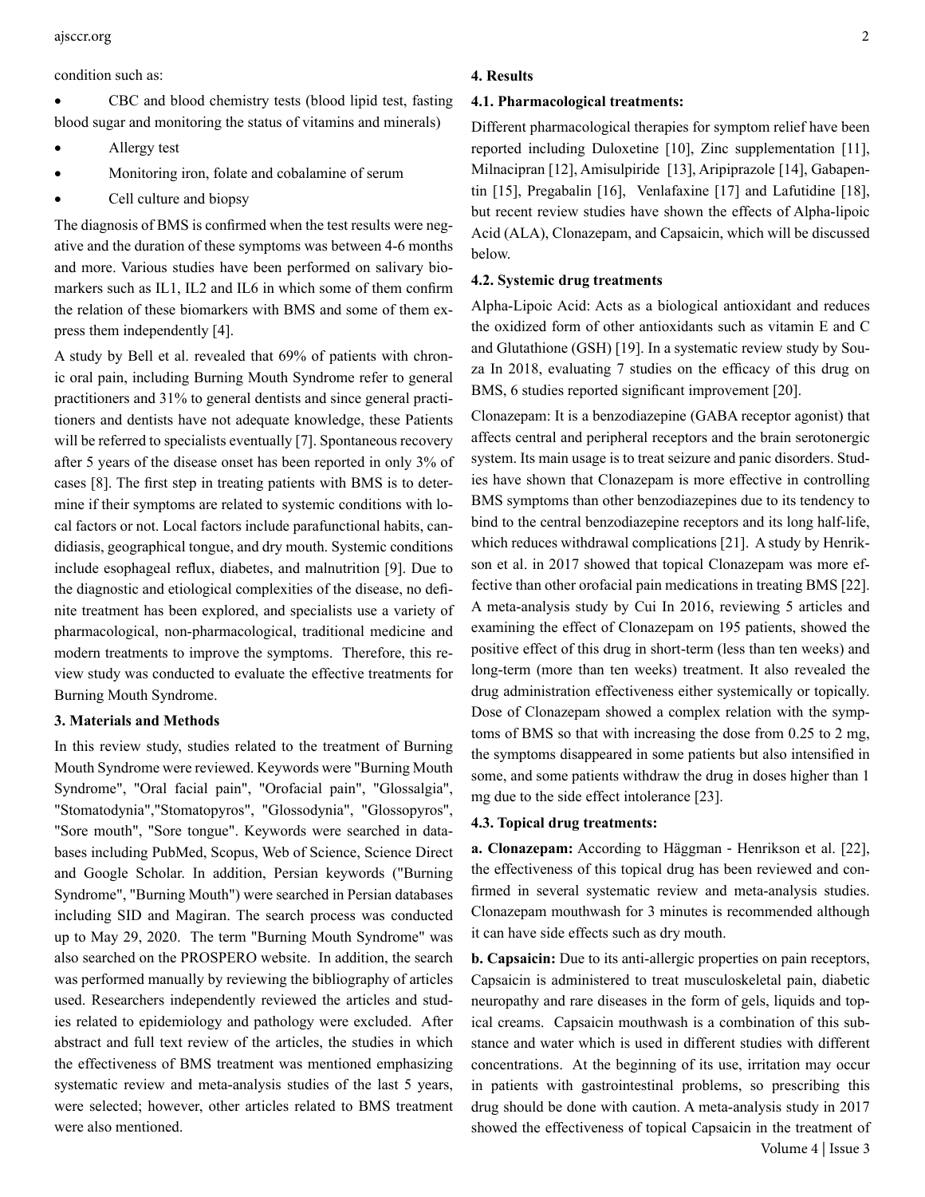condition such as:

- CBC and blood chemistry tests (blood lipid test, fasting blood sugar and monitoring the status of vitamins and minerals)
- Allergy test
- Monitoring iron, folate and cobalamine of serum
- Cell culture and biopsy

The diagnosis of BMS is confirmed when the test results were negative and the duration of these symptoms was between 4-6 months and more. Various studies have been performed on salivary biomarkers such as IL1, IL2 and IL6 in which some of them confirm the relation of these biomarkers with BMS and some of them express them independently [4].

A study by Bell et al. revealed that 69% of patients with chronic oral pain, including Burning Mouth Syndrome refer to general practitioners and 31% to general dentists and since general practitioners and dentists have not adequate knowledge, these Patients will be referred to specialists eventually [7]. Spontaneous recovery after 5 years of the disease onset has been reported in only 3% of cases [8]. The first step in treating patients with BMS is to determine if their symptoms are related to systemic conditions with local factors or not. Local factors include parafunctional habits, candidiasis, geographical tongue, and dry mouth. Systemic conditions include esophageal reflux, diabetes, and malnutrition [9]. Due to the diagnostic and etiological complexities of the disease, no definite treatment has been explored, and specialists use a variety of pharmacological, non-pharmacological, traditional medicine and modern treatments to improve the symptoms. Therefore, this review study was conducted to evaluate the effective treatments for Burning Mouth Syndrome.

### 3. Materials and Methods

In this review study, studies related to the treatment of Burning Mouth Syndrome were reviewed. Keywords were "Burning Mouth Syndrome", "Oral facial pain", "Orofacial pain", "Glossalgia", "Stomatodynia","Stomatopyros", "Glossodynia", "Glossopyros", "Sore mouth", "Sore tongue". Keywords were searched in databases including PubMed, Scopus, Web of Science, Science Direct and Google Scholar. In addition, Persian keywords ("Burning Syndrome", "Burning Mouth") were searched in Persian databases including SID and Magiran. The search process was conducted up to May 29, 2020. The term "Burning Mouth Syndrome" was also searched on the PROSPERO website. In addition, the search was performed manually by reviewing the bibliography of articles used. Researchers independently reviewed the articles and studies related to epidemiology and pathology were excluded. After abstract and full text review of the articles, the studies in which the effectiveness of BMS treatment was mentioned emphasizing systematic review and meta-analysis studies of the last 5 years, were selected; however, other articles related to BMS treatment were also mentioned.

### 4. Results

#### 4.1. Pharmacological treatments:

Different pharmacological therapies for symptom relief have been reported including Duloxetine [10], Zinc supplementation [11], Milnacipran [12], Amisulpiride [13], Aripiprazole [14], Gabapentin [15], Pregabalin [16], Venlafaxine [17] and Lafutidine [18], but recent review studies have shown the effects of Alpha-lipoic Acid (ALA), Clonazepam, and Capsaicin, which will be discussed below.

#### 4.2. Systemic drug treatments

Alpha-Lipoic Acid: Acts as a biological antioxidant and reduces the oxidized form of other antioxidants such as vitamin E and C and Glutathione (GSH) [19]. In a systematic review study by Souza In 2018, evaluating 7 studies on the efficacy of this drug on BMS, 6 studies reported significant improvement [20].

Clonazepam: It is a benzodiazepine (GABA receptor agonist) that affects central and peripheral receptors and the brain serotonergic system. Its main usage is to treat seizure and panic disorders. Studies have shown that Clonazepam is more effective in controlling BMS symptoms than other benzodiazepines due to its tendency to bind to the central benzodiazepine receptors and its long half-life, which reduces withdrawal complications [21]. A study by Henrikson et al. in 2017 showed that topical Clonazepam was more effective than other orofacial pain medications in treating BMS [22]. A meta-analysis study by Cui In 2016, reviewing 5 articles and examining the effect of Clonazepam on 195 patients, showed the positive effect of this drug in short-term (less than ten weeks) and long-term (more than ten weeks) treatment. It also revealed the drug administration effectiveness either systemically or topically. Dose of Clonazepam showed a complex relation with the symptoms of BMS so that with increasing the dose from 0.25 to 2 mg, the symptoms disappeared in some patients but also intensified in some, and some patients withdraw the drug in doses higher than 1 mg due to the side effect intolerance [23].

#### 4.3. Topical drug treatments:

**a. Clonazepam:** According to Häggman - Henrikson et al. [22], the effectiveness of this topical drug has been reviewed and confirmed in several systematic review and meta-analysis studies. Clonazepam mouthwash for 3 minutes is recommended although it can have side effects such as dry mouth.

**b. Capsaicin:** Due to its anti-allergic properties on pain receptors, Capsaicin is administered to treat musculoskeletal pain, diabetic neuropathy and rare diseases in the form of gels, liquids and topical creams. Capsaicin mouthwash is a combination of this substance and water which is used in different studies with different concentrations. At the beginning of its use, irritation may occur in patients with gastrointestinal problems, so prescribing this drug should be done with caution. A meta-analysis study in 2017 showed the effectiveness of topical Capsaicin in the treatment of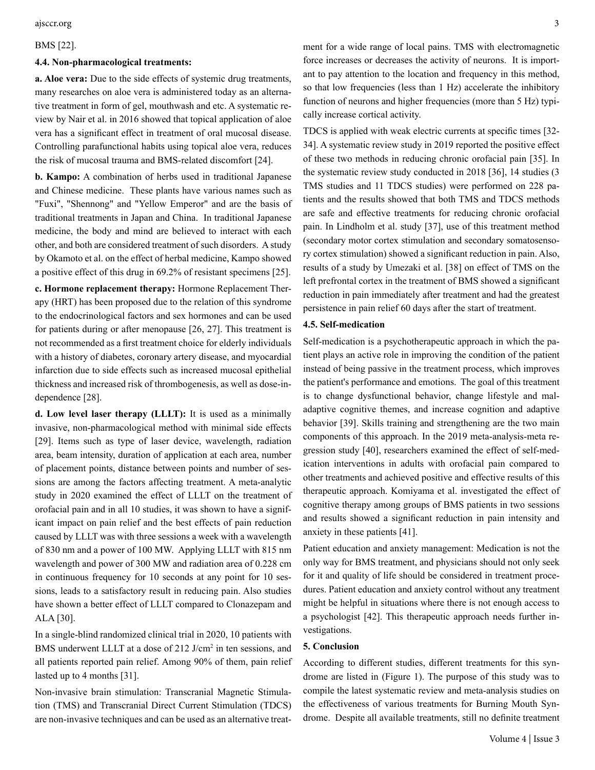BMS [22].

### 4.4. Non-pharmacological treatments:

**a. Aloe vera:** Due to the side effects of systemic drug treatments, many researches on aloe vera is administered today as an alternative treatment in form of gel, mouthwash and etc. A systematic review by Nair et al. in 2016 showed that topical application of aloe vera has a significant effect in treatment of oral mucosal disease. Controlling parafunctional habits using topical aloe vera, reduces the risk of mucosal trauma and BMS-related discomfort [24].

**b. Kampo:** A combination of herbs used in traditional Japanese and Chinese medicine. These plants have various names such as "Fuxi", "Shennong" and "Yellow Emperor" and are the basis of traditional treatments in Japan and China. In traditional Japanese medicine, the body and mind are believed to interact with each other, and both are considered treatment of such disorders. A study by Okamoto et al. on the effect of herbal medicine, Kampo showed a positive effect of this drug in 69.2% of resistant specimens [25].

**c. Hormone replacement therapy:** Hormone Replacement Therapy (HRT) has been proposed due to the relation of this syndrome to the endocrinological factors and sex hormones and can be used for patients during or after menopause [26, 27]. This treatment is not recommended as a first treatment choice for elderly individuals with a history of diabetes, coronary artery disease, and myocardial infarction due to side effects such as increased mucosal epithelial thickness and increased risk of thrombogenesis, as well as dose-independence [28].

**d. Low level laser therapy (LLLT):** It is used as a minimally invasive, non-pharmacological method with minimal side effects [29]. Items such as type of laser device, wavelength, radiation area, beam intensity, duration of application at each area, number of placement points, distance between points and number of sessions are among the factors affecting treatment. A meta-analytic study in 2020 examined the effect of LLLT on the treatment of orofacial pain and in all 10 studies, it was shown to have a significant impact on pain relief and the best effects of pain reduction caused by LLLT was with three sessions a week with a wavelength of 830 nm and a power of 100 MW. Applying LLLT with 815 nm wavelength and power of 300 MW and radiation area of 0.228 cm in continuous frequency for 10 seconds at any point for 10 sessions, leads to a satisfactory result in reducing pain. Also studies have shown a better effect of LLLT compared to Clonazepam and ALA [30].

In a single-blind randomized clinical trial in 2020, 10 patients with BMS underwent LLLT at a dose of 212 J/cm$^2$ in ten sessions, and all patients reported pain relief. Among 90% of them, pain relief lasted up to 4 months [31].

Non-invasive brain stimulation: Transcranial Magnetic Stimulation (TMS) and Transcranial Direct Current Stimulation (TDCS) are non-invasive techniques and can be used as an alternative treatment for a wide range of local pains. TMS with electromagnetic force increases or decreases the activity of neurons. It is important to pay attention to the location and frequency in this method, so that low frequencies (less than 1 Hz) accelerate the inhibitory function of neurons and higher frequencies (more than 5 Hz) typically increase cortical activity.

TDCS is applied with weak electric currents at specific times [32-34]. A systematic review study in 2019 reported the positive effect of these two methods in reducing chronic orofacial pain [35]. In the systematic review study conducted in 2018 [36], 14 studies (3 TMS studies and 11 TDCS studies) were performed on 228 patients and the results showed that both TMS and TDCS methods are safe and effective treatments for reducing chronic orofacial pain. In Lindholm et al. study [37], use of this treatment method (secondary motor cortex stimulation and secondary somatosensory cortex stimulation) showed a significant reduction in pain. Also, results of a study by Umezaki et al. [38] on effect of TMS on the left prefrontal cortex in the treatment of BMS showed a significant reduction in pain immediately after treatment and had the greatest persistence in pain relief 60 days after the start of treatment.

### 4.5. Self-medication

Self-medication is a psychotherapeutic approach in which the patient plays an active role in improving the condition of the patient instead of being passive in the treatment process, which improves the patient's performance and emotions. The goal of this treatment is to change dysfunctional behavior, change lifestyle and maladaptive cognitive themes, and increase cognition and adaptive behavior [39]. Skills training and strengthening are the two main components of this approach. In the 2019 meta-analysis-meta regression study [40], researchers examined the effect of self-medication interventions in adults with orofacial pain compared to other treatments and achieved positive and effective results of this therapeutic approach. Komiyama et al. investigated the effect of cognitive therapy among groups of BMS patients in two sessions and results showed a significant reduction in pain intensity and anxiety in these patients [41].

Patient education and anxiety management: Medication is not the only way for BMS treatment, and physicians should not only seek for it and quality of life should be considered in treatment procedures. Patient education and anxiety control without any treatment might be helpful in situations where there is not enough access to a psychologist [42]. This therapeutic approach needs further investigations.

## 5. Conclusion

According to different studies, different treatments for this syndrome are listed in (Figure 1). The purpose of this study was to compile the latest systematic review and meta-analysis studies on the effectiveness of various treatments for Burning Mouth Syndrome. Despite all available treatments, still no definite treatment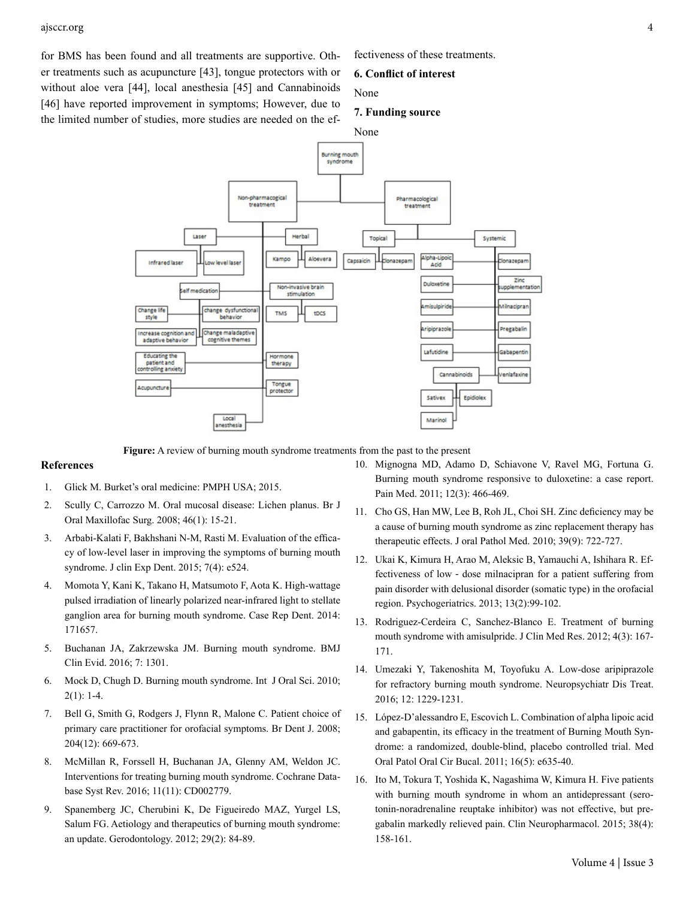for BMS has been found and all treatments are supportive. Other treatments such as acupuncture [43], tongue protectors with or without aloe vera [44], local anesthesia [45] and Cannabinoids [46] have reported improvement in symptoms; However, due to the limited number of studies, more studies are needed on the effectiveness of these treatments.

**6. Conflict of interest**

None

**7. Funding source**

None

**Figure:** A review of burning mouth syndrome treatments from the past to the present

## References

1. Glick M. Burket's oral medicine: PMPH USA; 2015.
2. Scully C, Carrozzo M. Oral mucosal disease: Lichen planus. Br J Oral Maxillofac Surg. 2008; 46(1): 15-21.
3. Arbabi-Kalati F, Bakhshani N-M, Rasti M. Evaluation of the efficacy of low-level laser in improving the symptoms of burning mouth syndrome. J clin Exp Dent. 2015; 7(4): e524.
4. Momota Y, Kani K, Takano H, Matsumoto F, Aota K. High-wattage pulsed irradiation of linearly polarized near-infrared light to stellate ganglion area for burning mouth syndrome. Case Rep Dent. 2014: 171657.
5. Buchanan JA, Zakrzewska JM. Burning mouth syndrome. BMJ Clin Evid. 2016; 7: 1301.
6. Mock D, Chugh D. Burning mouth syndrome. Int J Oral Sci. 2010; 2(1): 1-4.
7. Bell G, Smith G, Rodgers J, Flynn R, Malone C. Patient choice of primary care practitioner for orofacial symptoms. Br Dent J. 2008; 204(12): 669-673.
8. McMillan R, Forssell H, Buchanan JA, Glenny AM, Weldon JC. Interventions for treating burning mouth syndrome. Cochrane Database Syst Rev. 2016; 11(11): CD002779.
9. Spanemberg JC, Cherubini K, De Figueiredo MAZ, Yurgel LS, Salum FG. Aetiology and therapeutics of burning mouth syndrome: an update. Gerodontology. 2012; 29(2): 84-89.
10. Mignogna MD, Adamo D, Schiavone V, Ravel MG, Fortuna G. Burning mouth syndrome responsive to duloxetine: a case report. Pain Med. 2011; 12(3): 466-469.
11. Cho GS, Han MW, Lee B, Roh JL, Choi SH. Zinc deficiency may be a cause of burning mouth syndrome as zinc replacement therapy has therapeutic effects. J oral Pathol Med. 2010; 39(9): 722-727.
12. Ukai K, Kimura H, Arao M, Aleksic B, Yamauchi A, Ishihara R. Effectiveness of low - dose milnacipran for a patient suffering from pain disorder with delusional disorder (somatic type) in the orofacial region. Psychogeriatrics. 2013; 13(2):99-102.
13. Rodriguez-Cerdeira C, Sanchez-Blanco E. Treatment of burning mouth syndrome with amisulpride. J Clin Med Res. 2012; 4(3): 167-171.
14. Umezaki Y, Takenoshita M, Toyofuku A. Low-dose aripiprazole for refractory burning mouth syndrome. Neuropsychiatr Dis Treat. 2016; 12: 1229-1231.
15. López-D'alessandro E, Escovich L. Combination of alpha lipoic acid and gabapentin, its efficacy in the treatment of Burning Mouth Syndrome: a randomized, double-blind, placebo controlled trial. Med Oral Patol Oral Cir Bucal. 2011; 16(5): e635-40.
16. Ito M, Tokura T, Yoshida K, Nagashima W, Kimura H. Five patients with burning mouth syndrome in whom an antidepressant (serotonin-noradrenaline reuptake inhibitor) was not effective, but pregabalin markedly relieved pain. Clin Neuropharmacol. 2015; 38(4): 158-161.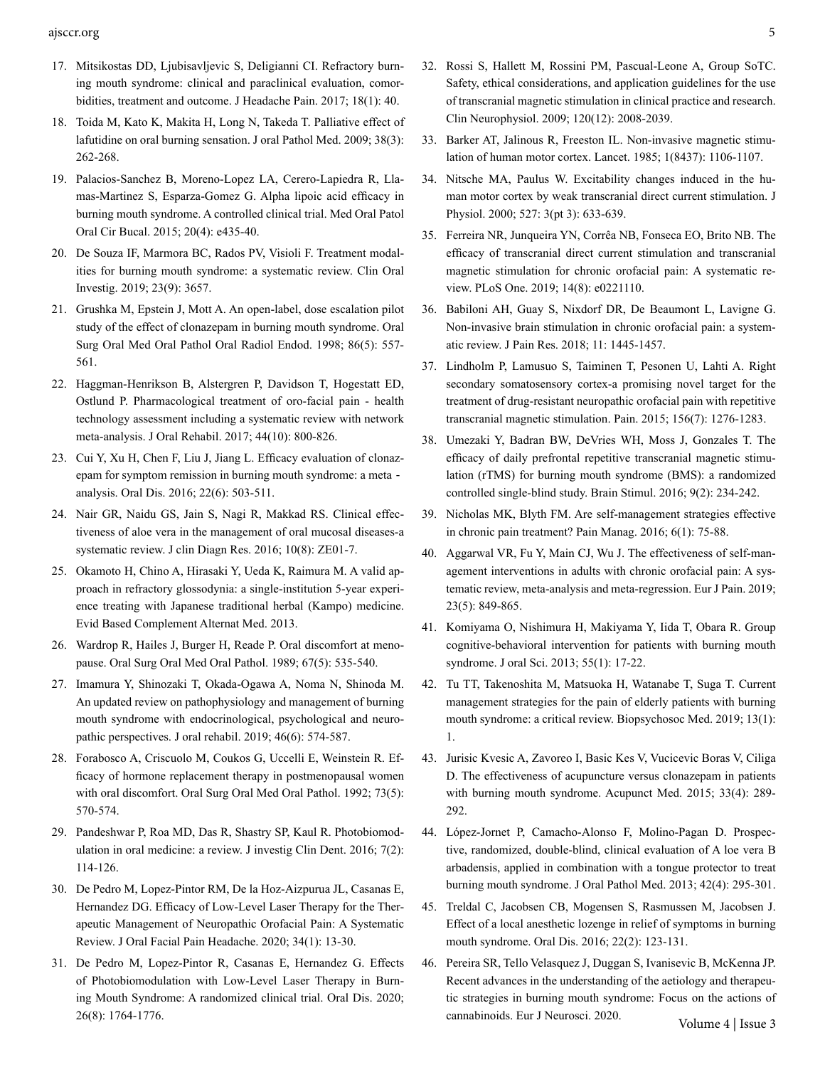17. Mitsikostas DD, Ljubisavljevic S, Deligianni CI. Refractory burning mouth syndrome: clinical and paraclinical evaluation, comorbidities, treatment and outcome. J Headache Pain. 2017; 18(1): 40.
18. Toida M, Kato K, Makita H, Long N, Takeda T. Palliative effect of lafutidine on oral burning sensation. J oral Pathol Med. 2009; 38(3): 262-268.
19. Palacios-Sanchez B, Moreno-Lopez LA, Cerero-Lapiedra R, Llamas-Martinez S, Esparza-Gomez G. Alpha lipoic acid efficacy in burning mouth syndrome. A controlled clinical trial. Med Oral Patol Oral Cir Bucal. 2015; 20(4): e435-40.
20. De Souza IF, Marmora BC, Rados PV, Visioli F. Treatment modalities for burning mouth syndrome: a systematic review. Clin Oral Investig. 2019; 23(9): 3657.
21. Grushka M, Epstein J, Mott A. An open-label, dose escalation pilot study of the effect of clonazepam in burning mouth syndrome. Oral Surg Oral Med Oral Pathol Oral Radiol Endod. 1998; 86(5): 557-561.
22. Haggman-Henrikson B, Alstergren P, Davidson T, Hogestatt ED, Ostlund P. Pharmacological treatment of oro-facial pain - health technology assessment including a systematic review with network meta-analysis. J Oral Rehabil. 2017; 44(10): 800-826.
23. Cui Y, Xu H, Chen F, Liu J, Jiang L. Efficacy evaluation of clonazepam for symptom remission in burning mouth syndrome: a meta - analysis. Oral Dis. 2016; 22(6): 503-511.
24. Nair GR, Naidu GS, Jain S, Nagi R, Makkad RS. Clinical effectiveness of aloe vera in the management of oral mucosal diseases-a systematic review. J clin Diagn Res. 2016; 10(8): ZE01-7.
25. Okamoto H, Chino A, Hirasaki Y, Ueda K, Raimura M. A valid approach in refractory glossodynia: a single-institution 5-year experience treating with Japanese traditional herbal (Kampo) medicine. Evid Based Complement Alternat Med. 2013.
26. Wardrop R, Hailes J, Burger H, Reade P. Oral discomfort at menopause. Oral Surg Oral Med Oral Pathol. 1989; 67(5): 535-540.
27. Imamura Y, Shinozaki T, Okada-Ogawa A, Noma N, Shinoda M. An updated review on pathophysiology and management of burning mouth syndrome with endocrinological, psychological and neuropathic perspectives. J oral rehabil. 2019; 46(6): 574-587.
28. Forabosco A, Criscuolo M, Coukos G, Uccelli E, Weinstein R. Efficacy of hormone replacement therapy in postmenopausal women with oral discomfort. Oral Surg Oral Med Oral Pathol. 1992; 73(5): 570-574.
29. Pandeshwar P, Roa MD, Das R, Shastry SP, Kaul R. Photobiomodulation in oral medicine: a review. J investig Clin Dent. 2016; 7(2): 114-126.
30. De Pedro M, Lopez-Pintor RM, De la Hoz-Aizpurua JL, Casanas E, Hernandez DG. Efficacy of Low-Level Laser Therapy for the Therapeutic Management of Neuropathic Orofacial Pain: A Systematic Review. J Oral Facial Pain Headache. 2020; 34(1): 13-30.
31. De Pedro M, Lopez-Pintor R, Casanas E, Hernandez G. Effects of Photobiomodulation with Low-Level Laser Therapy in Burning Mouth Syndrome: A randomized clinical trial. Oral Dis. 2020; 26(8): 1764-1776.
32. Rossi S, Hallett M, Rossini PM, Pascual-Leone A, Group SoTC. Safety, ethical considerations, and application guidelines for the use of transcranial magnetic stimulation in clinical practice and research. Clin Neurophysiol. 2009; 120(12): 2008-2039.
33. Barker AT, Jalinous R, Freeston IL. Non-invasive magnetic stimulation of human motor cortex. Lancet. 1985; 1(8437): 1106-1107.
34. Nitsche MA, Paulus W. Excitability changes induced in the human motor cortex by weak transcranial direct current stimulation. J Physiol. 2000; 527: 3(pt 3): 633-639.
35. Ferreira NR, Junqueira YN, Corrêa NB, Fonseca EO, Brito NB. The efficacy of transcranial direct current stimulation and transcranial magnetic stimulation for chronic orofacial pain: A systematic review. PLoS One. 2019; 14(8): e0221110.
36. Babiloni AH, Guay S, Nixdorf DR, De Beaumont L, Lavigne G. Non-invasive brain stimulation in chronic orofacial pain: a systematic review. J Pain Res. 2018; 11: 1445-1457.
37. Lindholm P, Lamusuo S, Taiminen T, Pesonen U, Lahti A. Right secondary somatosensory cortex-a promising novel target for the treatment of drug-resistant neuropathic orofacial pain with repetitive transcranial magnetic stimulation. Pain. 2015; 156(7): 1276-1283.
38. Umezaki Y, Badran BW, DeVries WH, Moss J, Gonzales T. The efficacy of daily prefrontal repetitive transcranial magnetic stimulation (rTMS) for burning mouth syndrome (BMS): a randomized controlled single-blind study. Brain Stimul. 2016; 9(2): 234-242.
39. Nicholas MK, Blyth FM. Are self-management strategies effective in chronic pain treatment? Pain Manag. 2016; 6(1): 75-88.
40. Aggarwal VR, Fu Y, Main CJ, Wu J. The effectiveness of self-management interventions in adults with chronic orofacial pain: A systematic review, meta-analysis and meta-regression. Eur J Pain. 2019; 23(5): 849-865.
41. Komiyama O, Nishimura H, Makiyama Y, Iida T, Obara R. Group cognitive-behavioral intervention for patients with burning mouth syndrome. J oral Sci. 2013; 55(1): 17-22.
42. Tu TT, Takenoshita M, Matsuoka H, Watanabe T, Suga T. Current management strategies for the pain of elderly patients with burning mouth syndrome: a critical review. Biopsychosoc Med. 2019; 13(1): 1.
43. Jurisic Kvesic A, Zavoreo I, Basic Kes V, Vucicevic Boras V, Ciliga D. The effectiveness of acupuncture versus clonazepam in patients with burning mouth syndrome. Acupunct Med. 2015; 33(4): 289-292.
44. López-Jornet P, Camacho-Alonso F, Molino-Pagan D. Prospective, randomized, double-blind, clinical evaluation of A loe vera B arbadensis, applied in combination with a tongue protector to treat burning mouth syndrome. J Oral Pathol Med. 2013; 42(4): 295-301.
45. Treldal C, Jacobsen CB, Mogensen S, Rasmussen M, Jacobsen J. Effect of a local anesthetic lozenge in relief of symptoms in burning mouth syndrome. Oral Dis. 2016; 22(2): 123-131.
46. Pereira SR, Tello Velasquez J, Duggan S, Ivanisevic B, McKenna JP. Recent advances in the understanding of the aetiology and therapeutic strategies in burning mouth syndrome: Focus on the actions of cannabinoids. Eur J Neurosci. 2020.